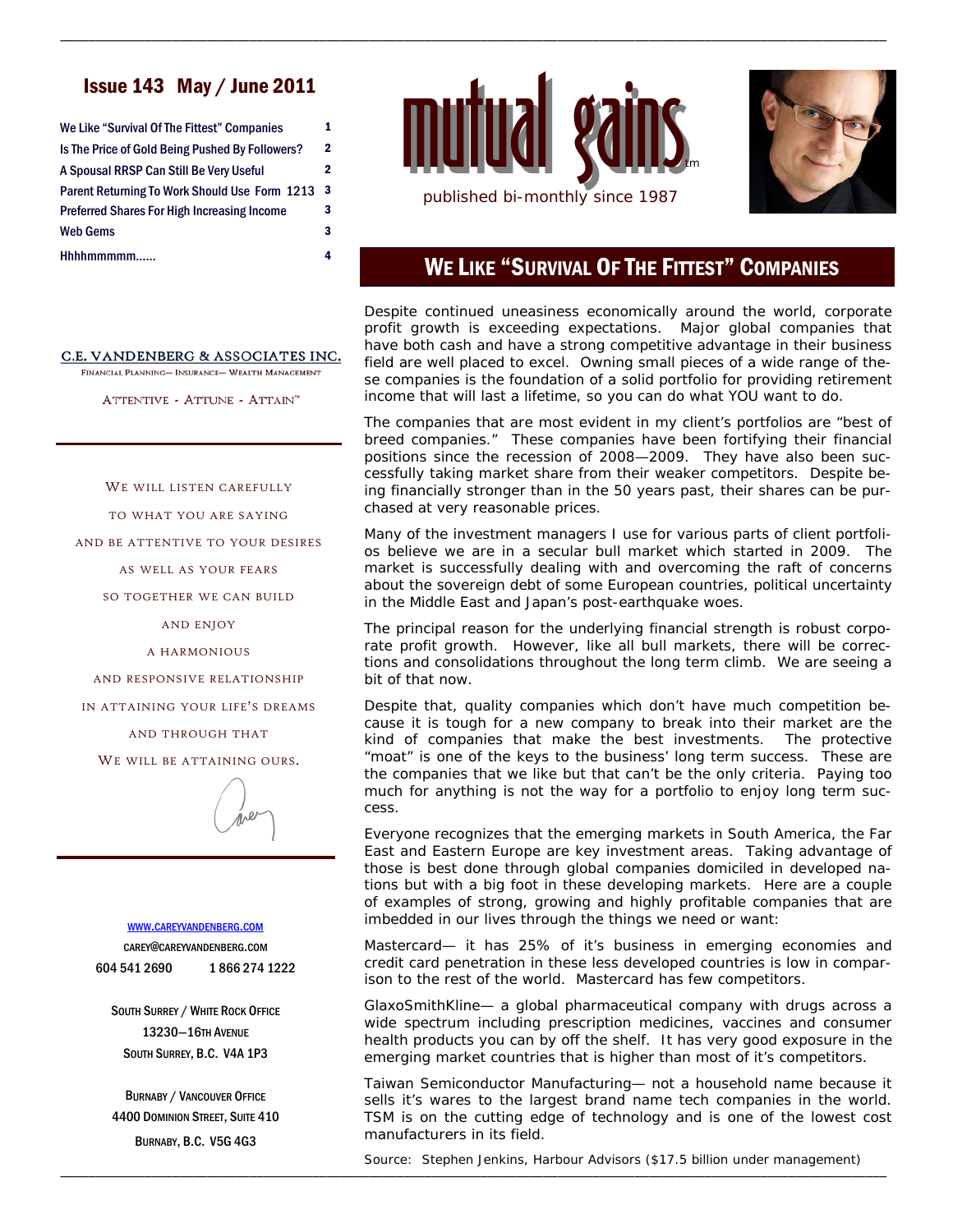# Issue 143 May / June 2011

| | |
|---|---|
| We Like "Survival Of The Fittest" Companies | 1 |
| Is The Price of Gold Being Pushed By Followers? | 2 |
| A Spousal RRSP Can Still Be Very Useful | 2 |
| Parent Returning To Work Should Use Form 1213 | 3 |
| Preferred Shares For High Increasing Income | 3 |
| Web Gems | 3 |
| Hhhhmmmmm...... | 4 |

C.E. VANDENBERG & ASSOCIATES INC.

FINANCIAL PLANNING— INSURANCE— WEALTH MANAGEMENT

ATTENTIVE - ATTUNE - ATTAIN™

WE WILL LISTEN CAREFULLY
TO WHAT YOU ARE SAYING
AND BE ATTENTIVE TO YOUR DESIRES
AS WELL AS YOUR FEARS
SO TOGETHER WE CAN BUILD
AND ENJOY
A HARMONIOUS
AND RESPONSIVE RELATIONSHIP
IN ATTAINING YOUR LIFE'S DREAMS
AND THROUGH THAT
WE WILL BE ATTAINING OURS.

Carey

WWW.CAREYVANDENBERG.COM
CAREY@CAREYVANDENBERG.COM
604 541 2690    1 866 274 1222

SOUTH SURREY / WHITE ROCK OFFICE
13230—16TH AVENUE
SOUTH SURREY, B.C. V4A 1P3

BURNABY / VANCOUVER OFFICE
4400 DOMINION STREET, SUITE 410
BURNABY, B.C. V5G 4G3

mutual gains™

published bi-monthly since 1987

## WE LIKE "SURVIVAL OF THE FITTEST" COMPANIES

Despite continued uneasiness economically around the world, corporate profit growth is exceeding expectations. Major global companies that have both cash and have a strong competitive advantage in their business field are well placed to excel. Owning small pieces of a wide range of these companies is the foundation of a solid portfolio for providing retirement income that will last a lifetime, so you can do what YOU want to do.

The companies that are most evident in my client's portfolios are "best of breed companies." These companies have been fortifying their financial positions since the recession of 2008—2009. They have also been successfully taking market share from their weaker competitors. Despite being financially stronger than in the 50 years past, their shares can be purchased at very reasonable prices.

Many of the investment managers I use for various parts of client portfolios believe we are in a secular bull market which started in 2009. The market is successfully dealing with and overcoming the raft of concerns about the sovereign debt of some European countries, political uncertainty in the Middle East and Japan's post-earthquake woes.

The principal reason for the underlying financial strength is robust corporate profit growth. However, like all bull markets, there will be corrections and consolidations throughout the long term climb. We are seeing a bit of that now.

Despite that, quality companies which don't have much competition because it is tough for a new company to break into their market are the kind of companies that make the best investments. The protective "moat" is one of the keys to the business' long term success. These are the companies that we like but that can't be the only criteria. Paying too much for anything is not the way for a portfolio to enjoy long term success.

Everyone recognizes that the emerging markets in South America, the Far East and Eastern Europe are key investment areas. Taking advantage of those is best done through global companies domiciled in developed nations but with a big foot in these developing markets. Here are a couple of examples of strong, growing and highly profitable companies that are imbedded in our lives through the things we need or want:

Mastercard— it has 25% of it's business in emerging economies and credit card penetration in these less developed countries is low in comparison to the rest of the world. Mastercard has few competitors.

GlaxoSmithKline— a global pharmaceutical company with drugs across a wide spectrum including prescription medicines, vaccines and consumer health products you can by off the shelf. It has very good exposure in the emerging market countries that is higher than most of it's competitors.

Taiwan Semiconductor Manufacturing— not a household name because it sells it's wares to the largest brand name tech companies in the world. TSM is on the cutting edge of technology and is one of the lowest cost manufacturers in its field.

Source: Stephen Jenkins, Harbour Advisors ($17.5 billion under management)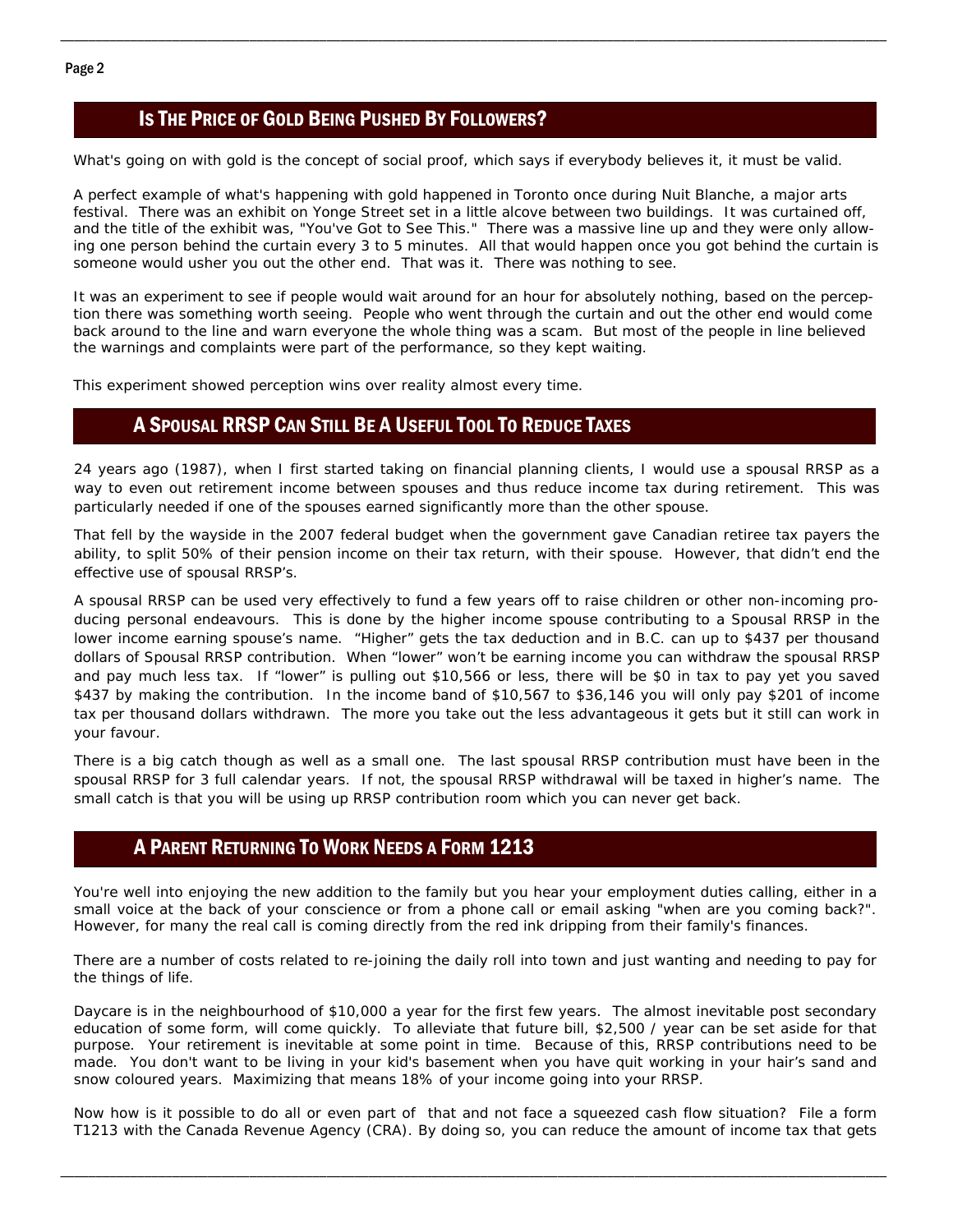## Is The Price of Gold Being Pushed By Followers?

What's going on with gold is the concept of social proof, which says if everybody believes it, it must be valid.

A perfect example of what's happening with gold happened in Toronto once during Nuit Blanche, a major arts festival. There was an exhibit on Yonge Street set in a little alcove between two buildings. It was curtained off, and the title of the exhibit was, "You've Got to See This." There was a massive line up and they were only allowing one person behind the curtain every 3 to 5 minutes. All that would happen once you got behind the curtain is someone would usher you out the other end. That was it. There was nothing to see.

It was an experiment to see if people would wait around for an hour for absolutely nothing, based on the perception there was something worth seeing. People who went through the curtain and out the other end would come back around to the line and warn everyone the whole thing was a scam. But most of the people in line believed the warnings and complaints were part of the performance, so they kept waiting.

This experiment showed perception wins over reality almost every time.

## A Spousal RRSP Can Still Be A Useful Tool To Reduce Taxes

24 years ago (1987), when I first started taking on financial planning clients, I would use a spousal RRSP as a way to even out retirement income between spouses and thus reduce income tax during retirement. This was particularly needed if one of the spouses earned significantly more than the other spouse.

That fell by the wayside in the 2007 federal budget when the government gave Canadian retiree tax payers the ability, to split 50% of their pension income on their tax return, with their spouse. However, that didn't end the effective use of spousal RRSP's.

A spousal RRSP can be used very effectively to fund a few years off to raise children or other non-incoming producing personal endeavours. This is done by the higher income spouse contributing to a Spousal RRSP in the lower income earning spouse's name. "Higher" gets the tax deduction and in B.C. can up to $437 per thousand dollars of Spousal RRSP contribution. When "lower" won't be earning income you can withdraw the spousal RRSP and pay much less tax. If "lower" is pulling out $10,566 or less, there will be $0 in tax to pay yet you saved $437 by making the contribution. In the income band of $10,567 to $36,146 you will only pay $201 of income tax per thousand dollars withdrawn. The more you take out the less advantageous it gets but it still can work in your favour.

There is a big catch though as well as a small one. The last spousal RRSP contribution must have been in the spousal RRSP for 3 full calendar years. If not, the spousal RRSP withdrawal will be taxed in higher's name. The small catch is that you will be using up RRSP contribution room which you can never get back.

## A Parent Returning To Work Needs a Form 1213

You're well into enjoying the new addition to the family but you hear your employment duties calling, either in a small voice at the back of your conscience or from a phone call or email asking "when are you coming back?". However, for many the real call is coming directly from the red ink dripping from their family's finances.

There are a number of costs related to re-joining the daily roll into town and just wanting and needing to pay for the things of life.

Daycare is in the neighbourhood of $10,000 a year for the first few years. The almost inevitable post secondary education of some form, will come quickly. To alleviate that future bill, $2,500 / year can be set aside for that purpose. Your retirement is inevitable at some point in time. Because of this, RRSP contributions need to be made. You don't want to be living in your kid's basement when you have quit working in your hair's sand and snow coloured years. Maximizing that means 18% of your income going into your RRSP.

Now how is it possible to do all or even part of that and not face a squeezed cash flow situation? File a form T1213 with the Canada Revenue Agency (CRA). By doing so, you can reduce the amount of income tax that gets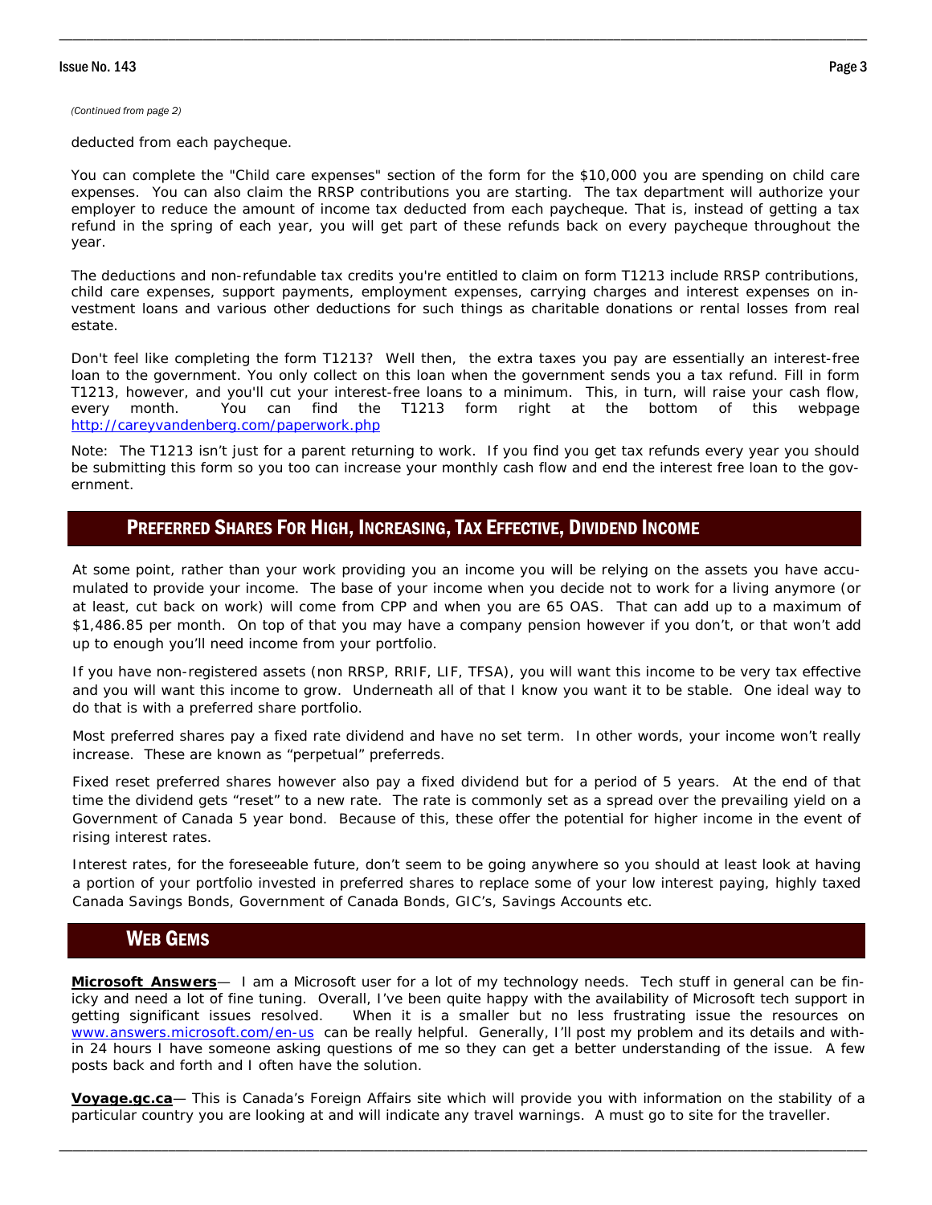*(Continued from page 2)*

deducted from each paycheque.

You can complete the "Child care expenses" section of the form for the $10,000 you are spending on child care expenses. You can also claim the RRSP contributions you are starting. The tax department will authorize your employer to reduce the amount of income tax deducted from each paycheque. That is, instead of getting a tax refund in the spring of each year, you will get part of these refunds back on every paycheque throughout the year.

The deductions and non-refundable tax credits you're entitled to claim on form T1213 include RRSP contributions, child care expenses, support payments, employment expenses, carrying charges and interest expenses on investment loans and various other deductions for such things as charitable donations or rental losses from real estate.

Don't feel like completing the form T1213? Well then, the extra taxes you pay are essentially an interest-free loan to the government. You only collect on this loan when the government sends you a tax refund. Fill in form T1213, however, and you'll cut your interest-free loans to a minimum. This, in turn, will raise your cash flow, every month. You can find the T1213 form right at the bottom of this webpage http://careyvandenberg.com/paperwork.php

Note: The T1213 isn't just for a parent returning to work. If you find you get tax refunds every year you should be submitting this form so you too can increase your monthly cash flow and end the interest free loan to the government.

## Preferred Shares For High, Increasing, Tax Effective, Dividend Income

At some point, rather than your work providing you an income you will be relying on the assets you have accumulated to provide your income. The base of your income when you decide not to work for a living anymore (or at least, cut back on work) will come from CPP and when you are 65 OAS. That can add up to a maximum of $1,486.85 per month. On top of that you may have a company pension however if you don't, or that won't add up to enough you'll need income from your portfolio.

If you have non-registered assets (non RRSP, RRIF, LIF, TFSA), you will want this income to be very tax effective and you will want this income to grow. Underneath all of that I know you want it to be stable. One ideal way to do that is with a preferred share portfolio.

Most preferred shares pay a fixed rate dividend and have no set term. In other words, your income won't really increase. These are known as "perpetual" preferreds.

Fixed reset preferred shares however also pay a fixed dividend but for a period of 5 years. At the end of that time the dividend gets "reset" to a new rate. The rate is commonly set as a spread over the prevailing yield on a Government of Canada 5 year bond. Because of this, these offer the potential for higher income in the event of rising interest rates.

Interest rates, for the foreseeable future, don't seem to be going anywhere so you should at least look at having a portion of your portfolio invested in preferred shares to replace some of your low interest paying, highly taxed Canada Savings Bonds, Government of Canada Bonds, GIC's, Savings Accounts etc.

## Web Gems

**Microsoft Answers**— I am a Microsoft user for a lot of my technology needs. Tech stuff in general can be finicky and need a lot of fine tuning. Overall, I've been quite happy with the availability of Microsoft tech support in getting significant issues resolved. When it is a smaller but no less frustrating issue the resources on www.answers.microsoft.com/en-us can be really helpful. Generally, I'll post my problem and its details and within 24 hours I have someone asking questions of me so they can get a better understanding of the issue. A few posts back and forth and I often have the solution.

**Voyage.gc.ca**— This is Canada's Foreign Affairs site which will provide you with information on the stability of a particular country you are looking at and will indicate any travel warnings. A must go to site for the traveller.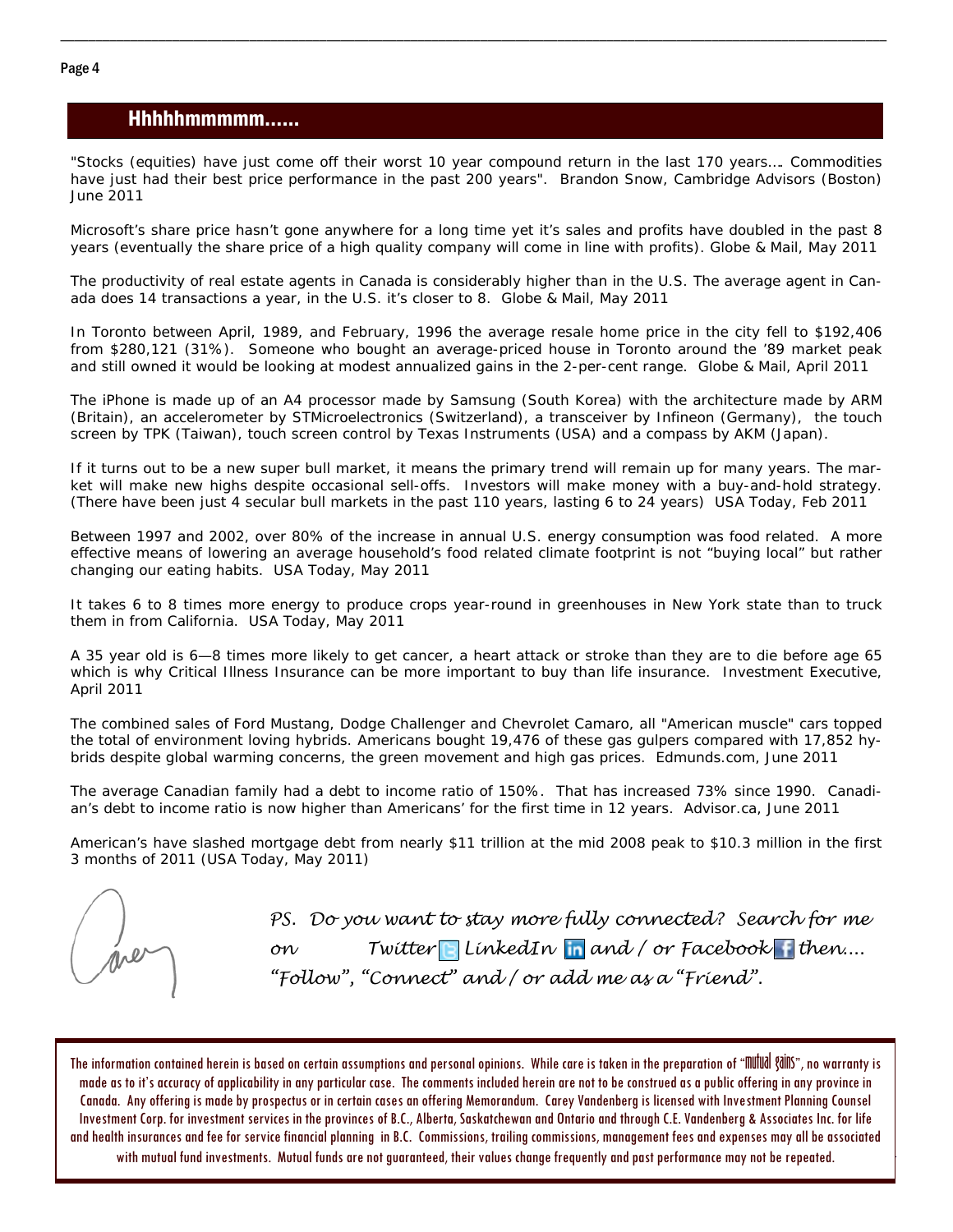## Hhhhhmmmmm......

"Stocks (equities) have just come off their worst 10 year compound return in the last 170 years…. Commodities have just had their best price performance in the past 200 years". Brandon Snow, Cambridge Advisors (Boston) June 2011

Microsoft's share price hasn't gone anywhere for a long time yet it's sales and profits have doubled in the past 8 years (eventually the share price of a high quality company will come in line with profits). Globe & Mail, May 2011

The productivity of real estate agents in Canada is considerably higher than in the U.S. The average agent in Canada does 14 transactions a year, in the U.S. it's closer to 8. Globe & Mail, May 2011

In Toronto between April, 1989, and February, 1996 the average resale home price in the city fell to $192,406 from $280,121 (31%). Someone who bought an average-priced house in Toronto around the '89 market peak and still owned it would be looking at modest annualized gains in the 2-per-cent range. Globe & Mail, April 2011

The iPhone is made up of an A4 processor made by Samsung (South Korea) with the architecture made by ARM (Britain), an accelerometer by STMicroelectronics (Switzerland), a transceiver by Infineon (Germany), the touch screen by TPK (Taiwan), touch screen control by Texas Instruments (USA) and a compass by AKM (Japan).

If it turns out to be a new super bull market, it means the primary trend will remain up for many years. The market will make new highs despite occasional sell-offs. Investors will make money with a buy-and-hold strategy. (There have been just 4 secular bull markets in the past 110 years, lasting 6 to 24 years) USA Today, Feb 2011

Between 1997 and 2002, over 80% of the increase in annual U.S. energy consumption was food related. A more effective means of lowering an average household's food related climate footprint is not "buying local" but rather changing our eating habits. USA Today, May 2011

It takes 6 to 8 times more energy to produce crops year-round in greenhouses in New York state than to truck them in from California. USA Today, May 2011

A 35 year old is 6—8 times more likely to get cancer, a heart attack or stroke than they are to die before age 65 which is why Critical Illness Insurance can be more important to buy than life insurance. Investment Executive, April 2011

The combined sales of Ford Mustang, Dodge Challenger and Chevrolet Camaro, all "American muscle" cars topped the total of environment loving hybrids. Americans bought 19,476 of these gas gulpers compared with 17,852 hybrids despite global warming concerns, the green movement and high gas prices. Edmunds.com, June 2011

The average Canadian family had a debt to income ratio of 150%. That has increased 73% since 1990. Canadian's debt to income ratio is now higher than Americans' for the first time in 12 years. Advisor.ca, June 2011

American's have slashed mortgage debt from nearly $11 trillion at the mid 2008 peak to $10.3 million in the first 3 months of 2011 (USA Today, May 2011)

Carey

*PS. Do you want to stay more fully connected? Search for me on Twitter LinkedIn and / or Facebook then…. "Follow", "Connect" and / or add me as a "Friend".*

The information contained herein is based on certain assumptions and personal opinions. While care is taken in the preparation of "mutual gains", no warranty is made as to it's accuracy of applicability in any particular case. The comments included herein are not to be construed as a public offering in any province in Canada. Any offering is made by prospectus or in certain cases an offering Memorandum. Carey Vandenberg is licensed with Investment Planning Counsel Investment Corp. for investment services in the provinces of B.C., Alberta, Saskatchewan and Ontario and through C.E. Vandenberg & Associates Inc. for life and health insurances and fee for service financial planning in B.C. Commissions, trailing commissions, management fees and expenses may all be associated with mutual fund investments. Mutual funds are not guaranteed, their values change frequently and past performance may not be repeated.